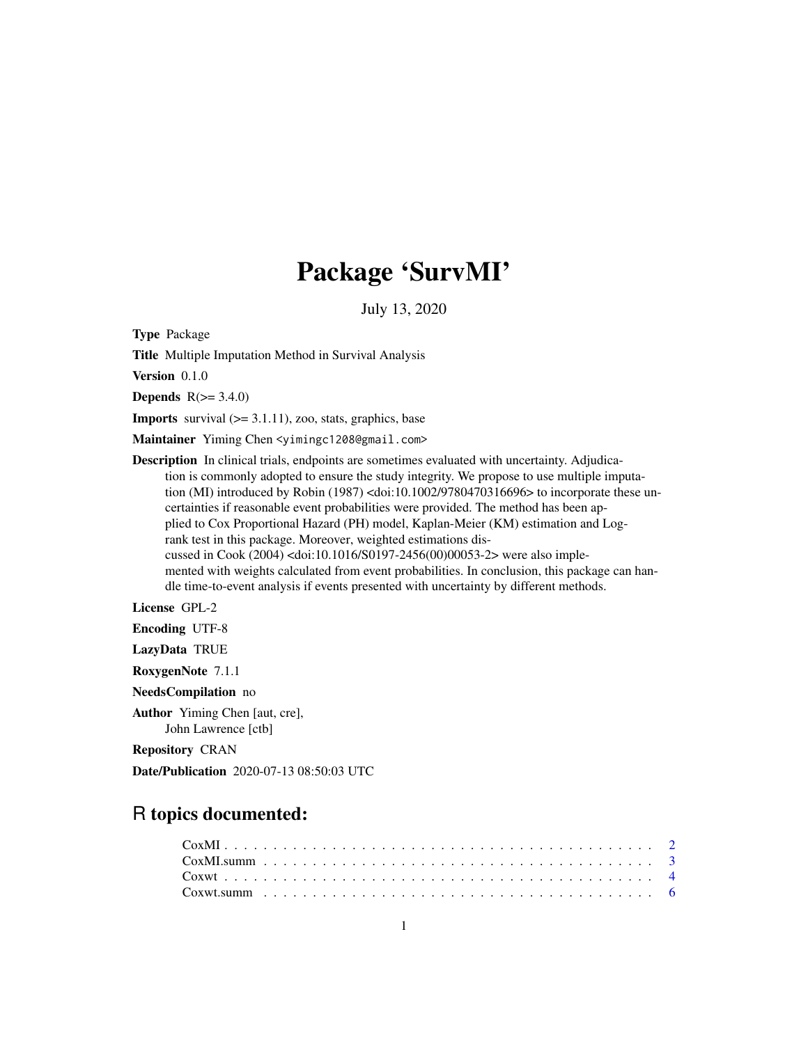# Package 'SurvMI'

July 13, 2020

**Type** Package

**Title** Multiple Imputation Method in Survival Analysis

**Version** 0.1.0

**Depends** R(>= 3.4.0)

**Imports** survival (>= 3.1.11), zoo, stats, graphics, base

**Maintainer** Yiming Chen <yimingc1208@gmail.com>

**Description** In clinical trials, endpoints are sometimes evaluated with uncertainty. Adjudication is commonly adopted to ensure the study integrity. We propose to use multiple imputation (MI) introduced by Robin (1987) <doi:10.1002/9780470316696> to incorporate these uncertainties if reasonable event probabilities were provided. The method has been applied to Cox Proportional Hazard (PH) model, Kaplan-Meier (KM) estimation and Log-rank test in this package. Moreover, weighted estimations discussed in Cook (2004) <doi:10.1016/S0197-2456(00)00053-2> were also implemented with weights calculated from event probabilities. In conclusion, this package can handle time-to-event analysis if events presented with uncertainty by different methods.

**License** GPL-2

**Encoding** UTF-8

**LazyData** TRUE

**RoxygenNote** 7.1.1

**NeedsCompilation** no

**Author** Yiming Chen [aut, cre],
John Lawrence [ctb]

**Repository** CRAN

**Date/Publication** 2020-07-13 08:50:03 UTC

## R topics documented:

| | |
|---|---|
| CoxMI | 2 |
| CoxMI.summ | 3 |
| Coxwt | 4 |
| Coxwt.summ | 6 |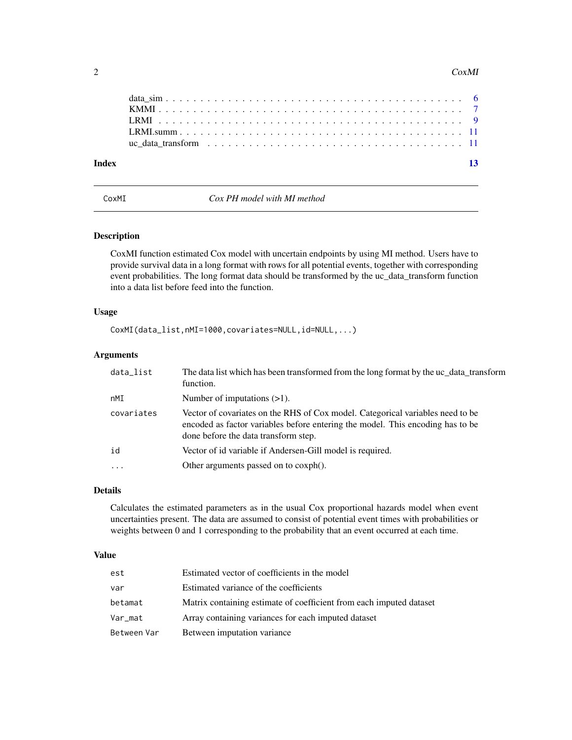| | |
|---|---|
| data_sim | 6 |
| KMMI | 7 |
| LRMI | 9 |
| LRMI.summ | 11 |
| uc_data_transform | 11 |

**Index** **13**

---

CoxMI *Cox PH model with MI method*

---

### Description

CoxMI function estimated Cox model with uncertain endpoints by using MI method. Users have to provide survival data in a long format with rows for all potential events, together with corresponding event probabilities. The long format data should be transformed by the uc_data_transform function into a data list before feed into the function.

### Usage

```
CoxMI(data_list,nMI=1000,covariates=NULL,id=NULL,...)
```

### Arguments

| | |
|---|---|
| `data_list` | The data list which has been transformed from the long format by the uc_data_transform function. |
| `nMI` | Number of imputations (>1). |
| `covariates` | Vector of covariates on the RHS of Cox model. Categorical variables need to be encoded as factor variables before entering the model. This encoding has to be done before the data transform step. |
| `id` | Vector of id variable if Andersen-Gill model is required. |
| `...` | Other arguments passed on to coxph(). |

### Details

Calculates the estimated parameters as in the usual Cox proportional hazards model when event uncertainties present. The data are assumed to consist of potential event times with probabilities or weights between 0 and 1 corresponding to the probability that an event occurred at each time.

### Value

| | |
|---|---|
| `est` | Estimated vector of coefficients in the model |
| `var` | Estimated variance of the coefficients |
| `betamat` | Matrix containing estimate of coefficient from each imputed dataset |
| `Var_mat` | Array containing variances for each imputed dataset |
| `Between Var` | Between imputation variance |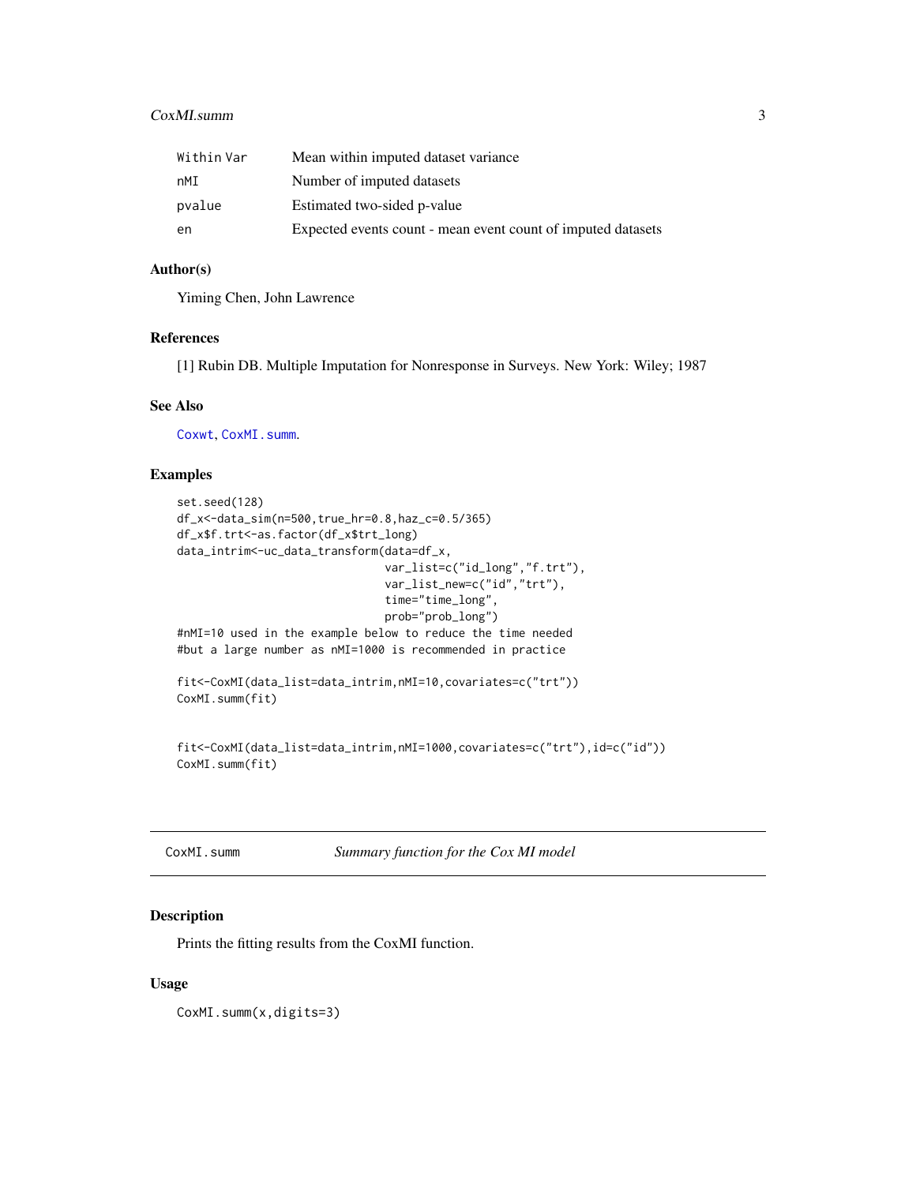| | |
|---|---|
| Within Var | Mean within imputed dataset variance |
| nMI | Number of imputed datasets |
| pvalue | Estimated two-sided p-value |
| en | Expected events count - mean event count of imputed datasets |

### Author(s)

Yiming Chen, John Lawrence

### References

[1] Rubin DB. Multiple Imputation for Nonresponse in Surveys. New York: Wiley; 1987

### See Also

Coxwt, CoxMI.summ.

### Examples

```
set.seed(128)
df_x<-data_sim(n=500,true_hr=0.8,haz_c=0.5/365)
df_x$f.trt<-as.factor(df_x$trt_long)
data_intrim<-uc_data_transform(data=df_x,
                               var_list=c("id_long","f.trt"),
                               var_list_new=c("id","trt"),
                               time="time_long",
                               prob="prob_long")
#nMI=10 used in the example below to reduce the time needed
#but a large number as nMI=1000 is recommended in practice

fit<-CoxMI(data_list=data_intrim,nMI=10,covariates=c("trt"))
CoxMI.summ(fit)


fit<-CoxMI(data_list=data_intrim,nMI=1000,covariates=c("trt"),id=c("id"))
CoxMI.summ(fit)
```

## CoxMI.summ *Summary function for the Cox MI model*

### Description

Prints the fitting results from the CoxMI function.

### Usage

```
CoxMI.summ(x,digits=3)
```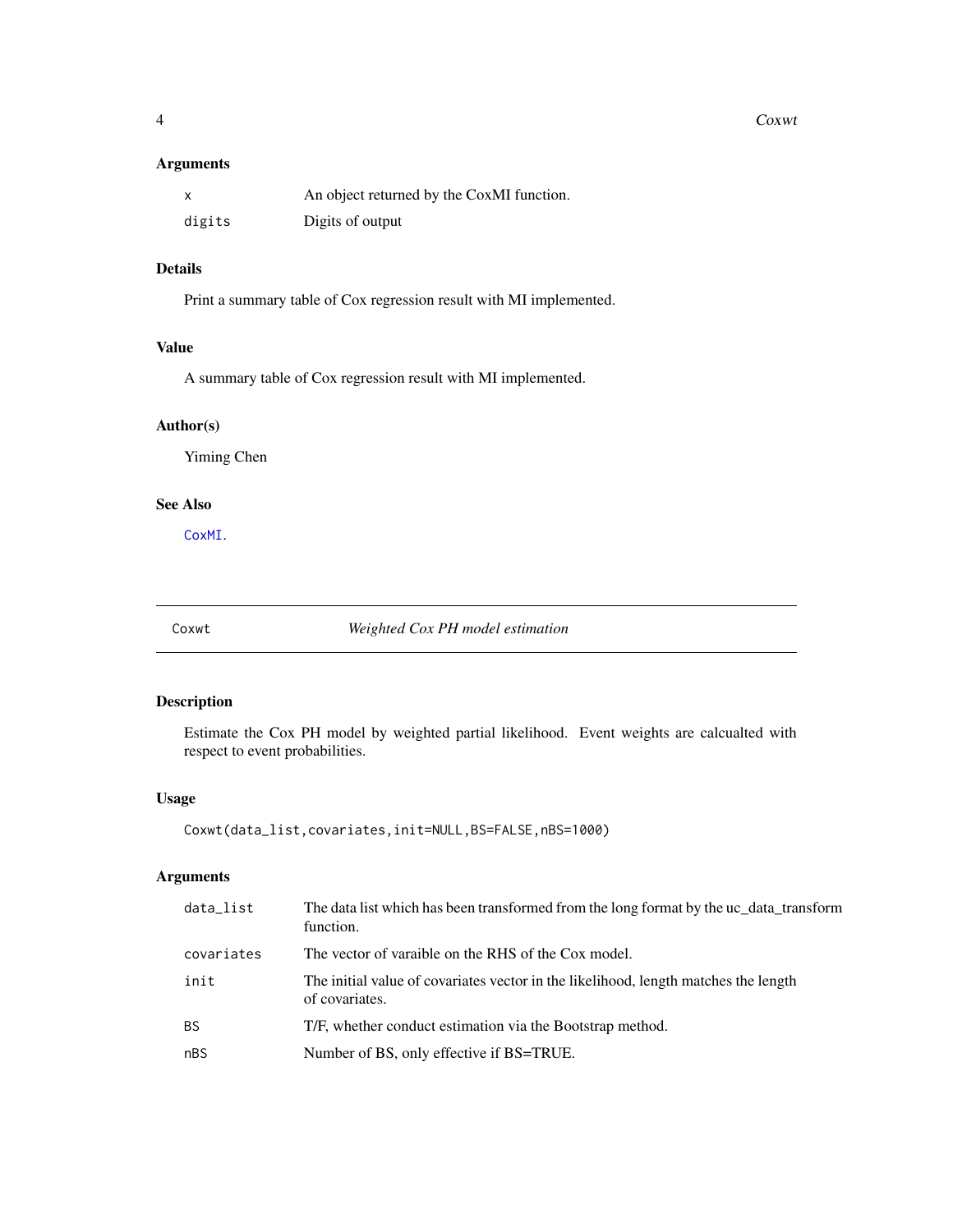### Arguments

| | |
|---|---|
| x | An object returned by the CoxMI function. |
| digits | Digits of output |

### Details

Print a summary table of Cox regression result with MI implemented.

### Value

A summary table of Cox regression result with MI implemented.

### Author(s)

Yiming Chen

### See Also

CoxMI.

---

## Coxwt — *Weighted Cox PH model estimation*

### Description

Estimate the Cox PH model by weighted partial likelihood. Event weights are calcualted with respect to event probabilities.

### Usage

```
Coxwt(data_list,covariates,init=NULL,BS=FALSE,nBS=1000)
```

### Arguments

| | |
|---|---|
| data_list | The data list which has been transformed from the long format by the uc_data_transform function. |
| covariates | The vector of varaible on the RHS of the Cox model. |
| init | The initial value of covariates vector in the likelihood, length matches the length of covariates. |
| BS | T/F, whether conduct estimation via the Bootstrap method. |
| nBS | Number of BS, only effective if BS=TRUE. |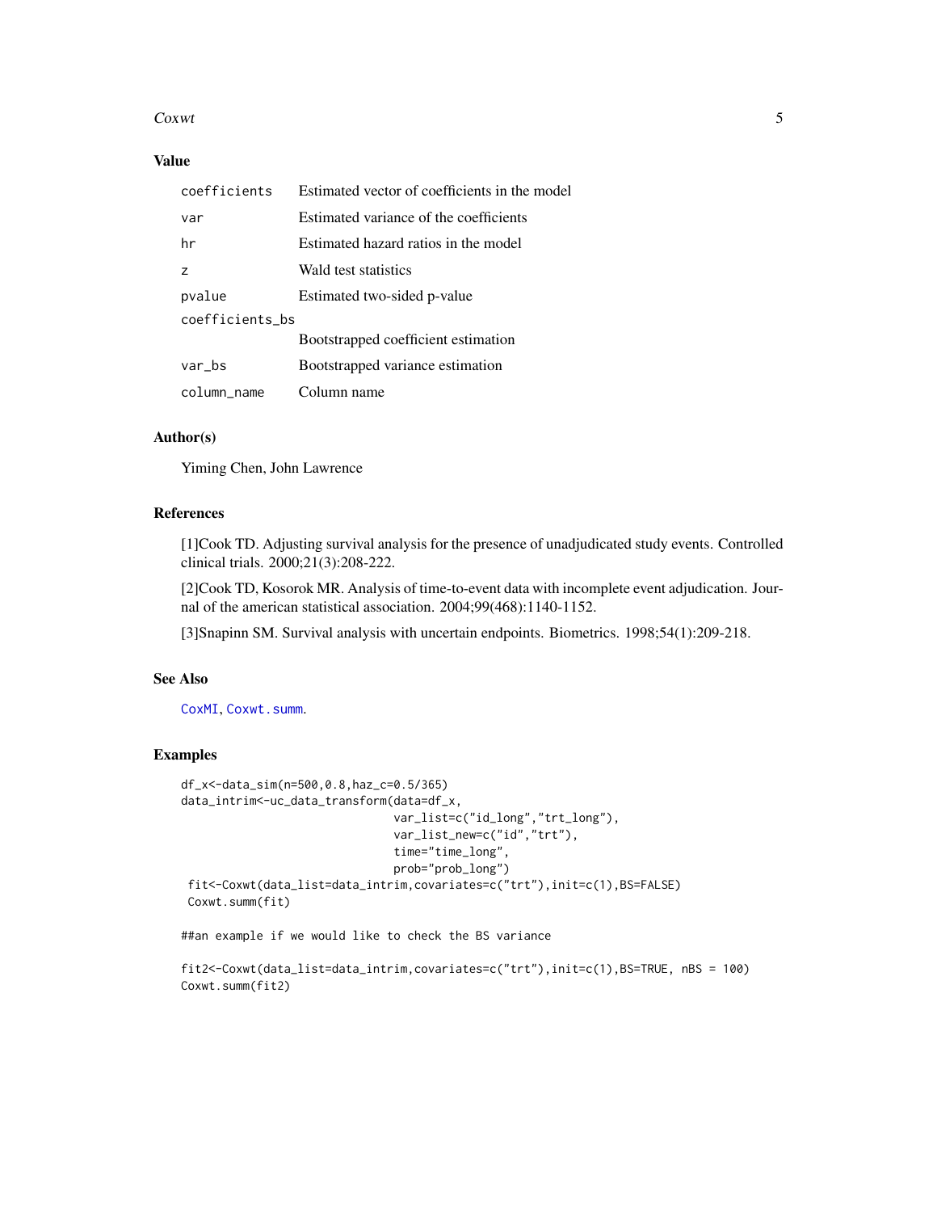## Value

| | |
|---|---|
| coefficients | Estimated vector of coefficients in the model |
| var | Estimated variance of the coefficients |
| hr | Estimated hazard ratios in the model |
| z | Wald test statistics |
| pvalue | Estimated two-sided p-value |
| coefficients_bs | Bootstrapped coefficient estimation |
| var_bs | Bootstrapped variance estimation |
| column_name | Column name |

## Author(s)

Yiming Chen, John Lawrence

## References

[1]Cook TD. Adjusting survival analysis for the presence of unadjudicated study events. Controlled clinical trials. 2000;21(3):208-222.

[2]Cook TD, Kosorok MR. Analysis of time-to-event data with incomplete event adjudication. Journal of the american statistical association. 2004;99(468):1140-1152.

[3]Snapinn SM. Survival analysis with uncertain endpoints. Biometrics. 1998;54(1):209-218.

## See Also

CoxMI, Coxwt.summ.

## Examples

```
df_x<-data_sim(n=500,0.8,haz_c=0.5/365)
data_intrim<-uc_data_transform(data=df_x,
                               var_list=c("id_long","trt_long"),
                               var_list_new=c("id","trt"),
                               time="time_long",
                               prob="prob_long")
 fit<-Coxwt(data_list=data_intrim,covariates=c("trt"),init=c(1),BS=FALSE)
 Coxwt.summ(fit)

##an example if we would like to check the BS variance

fit2<-Coxwt(data_list=data_intrim,covariates=c("trt"),init=c(1),BS=TRUE, nBS = 100)
Coxwt.summ(fit2)
```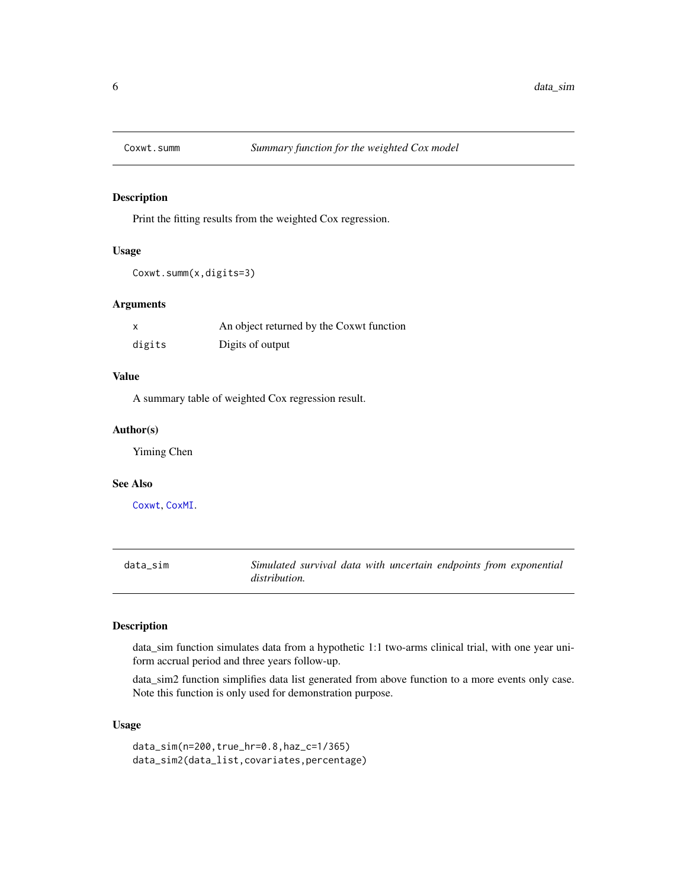## Coxwt.summ — *Summary function for the weighted Cox model*

### Description

Print the fitting results from the weighted Cox regression.

### Usage

```
Coxwt.summ(x,digits=3)
```

### Arguments

| | |
|---|---|
| x | An object returned by the Coxwt function |
| digits | Digits of output |

### Value

A summary table of weighted Cox regression result.

### Author(s)

Yiming Chen

### See Also

Coxwt, CoxMI.

## data_sim — *Simulated survival data with uncertain endpoints from exponential distribution.*

### Description

data_sim function simulates data from a hypothetic 1:1 two-arms clinical trial, with one year uniform accrual period and three years follow-up.

data_sim2 function simplifies data list generated from above function to a more events only case. Note this function is only used for demonstration purpose.

### Usage

```
data_sim(n=200,true_hr=0.8,haz_c=1/365)
data_sim2(data_list,covariates,percentage)
```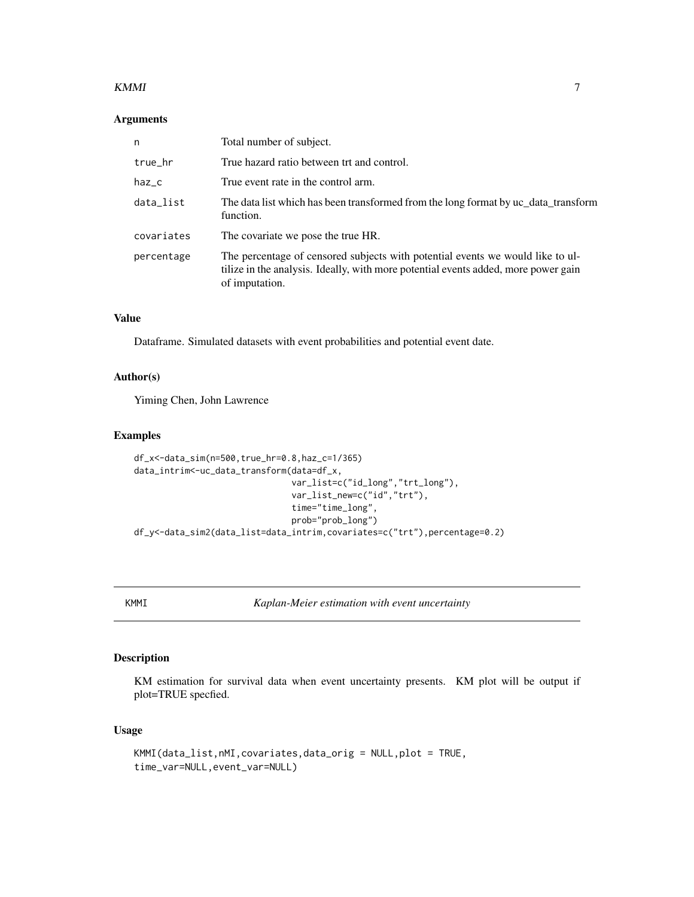### Arguments

| | |
|---|---|
| n | Total number of subject. |
| true_hr | True hazard ratio between trt and control. |
| haz_c | True event rate in the control arm. |
| data_list | The data list which has been transformed from the long format by uc_data_transform function. |
| covariates | The covariate we pose the true HR. |
| percentage | The percentage of censored subjects with potential events we would like to ultilize in the analysis. Ideally, with more potential events added, more power gain of imputation. |

### Value

Dataframe. Simulated datasets with event probabilities and potential event date.

### Author(s)

Yiming Chen, John Lawrence

### Examples

```
df_x<-data_sim(n=500,true_hr=0.8,haz_c=1/365)
data_intrim<-uc_data_transform(data=df_x,
                               var_list=c("id_long","trt_long"),
                               var_list_new=c("id","trt"),
                               time="time_long",
                               prob="prob_long")
df_y<-data_sim2(data_list=data_intrim,covariates=c("trt"),percentage=0.2)
```

---

## KMMI *Kaplan-Meier estimation with event uncertainty*

### Description

KM estimation for survival data when event uncertainty presents. KM plot will be output if plot=TRUE specfied.

### Usage

```
KMMI(data_list,nMI,covariates,data_orig = NULL,plot = TRUE,
time_var=NULL,event_var=NULL)
```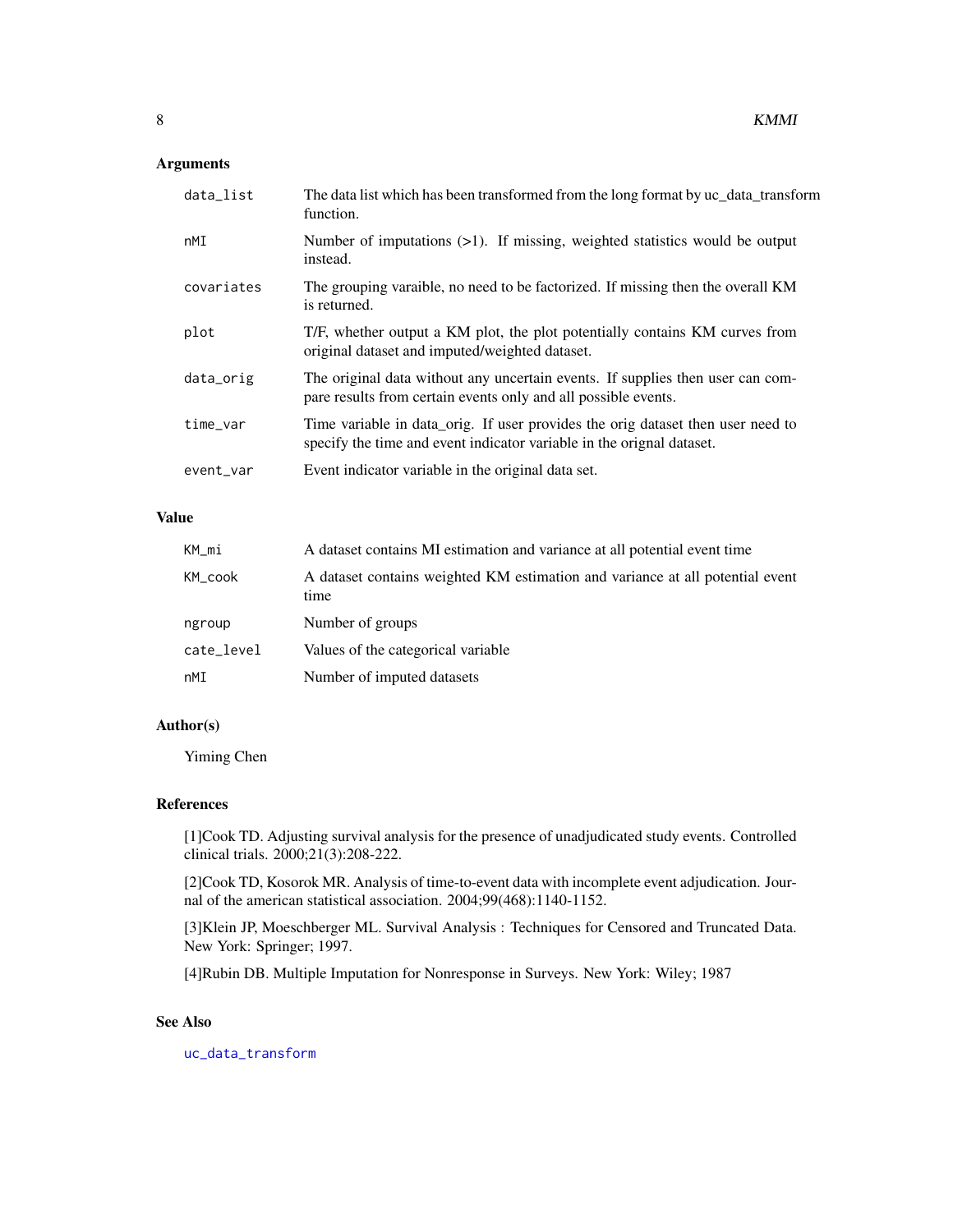### Arguments

| | |
|---|---|
| `data_list` | The data list which has been transformed from the long format by uc_data_transform function. |
| `nMI` | Number of imputations (>1). If missing, weighted statistics would be output instead. |
| `covariates` | The grouping varaible, no need to be factorized. If missing then the overall KM is returned. |
| `plot` | T/F, whether output a KM plot, the plot potentially contains KM curves from original dataset and imputed/weighted dataset. |
| `data_orig` | The original data without any uncertain events. If supplies then user can compare results from certain events only and all possible events. |
| `time_var` | Time variable in data_orig. If user provides the orig dataset then user need to specify the time and event indicator variable in the orignal dataset. |
| `event_var` | Event indicator variable in the original data set. |

### Value

| | |
|---|---|
| `KM_mi` | A dataset contains MI estimation and variance at all potential event time |
| `KM_cook` | A dataset contains weighted KM estimation and variance at all potential event time |
| `ngroup` | Number of groups |
| `cate_level` | Values of the categorical variable |
| `nMI` | Number of imputed datasets |

### Author(s)

Yiming Chen

### References

[1]Cook TD. Adjusting survival analysis for the presence of unadjudicated study events. Controlled clinical trials. 2000;21(3):208-222.

[2]Cook TD, Kosorok MR. Analysis of time-to-event data with incomplete event adjudication. Journal of the american statistical association. 2004;99(468):1140-1152.

[3]Klein JP, Moeschberger ML. Survival Analysis : Techniques for Censored and Truncated Data. New York: Springer; 1997.

[4]Rubin DB. Multiple Imputation for Nonresponse in Surveys. New York: Wiley; 1987

### See Also

`uc_data_transform`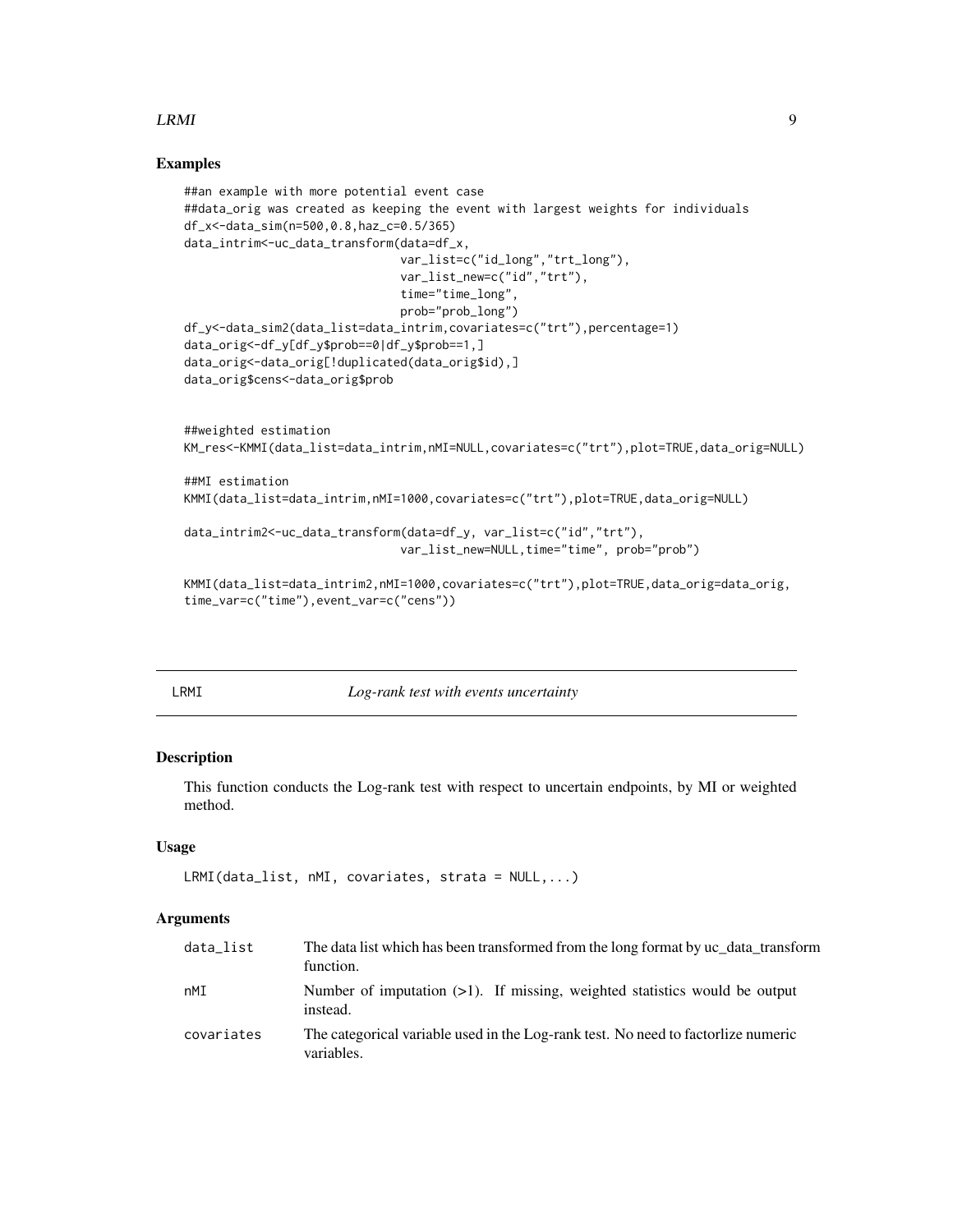## Examples

```
##an example with more potential event case
##data_orig was created as keeping the event with largest weights for individuals
df_x<-data_sim(n=500,0.8,haz_c=0.5/365)
data_intrim<-uc_data_transform(data=df_x,
                               var_list=c("id_long","trt_long"),
                               var_list_new=c("id","trt"),
                               time="time_long",
                               prob="prob_long")
df_y<-data_sim2(data_list=data_intrim,covariates=c("trt"),percentage=1)
data_orig<-df_y[df_y$prob==0|df_y$prob==1,]
data_orig<-data_orig[!duplicated(data_orig$id),]
data_orig$cens<-data_orig$prob


##weighted estimation
KM_res<-KMMI(data_list=data_intrim,nMI=NULL,covariates=c("trt"),plot=TRUE,data_orig=NULL)

##MI estimation
KMMI(data_list=data_intrim,nMI=1000,covariates=c("trt"),plot=TRUE,data_orig=NULL)

data_intrim2<-uc_data_transform(data=df_y, var_list=c("id","trt"),
                               var_list_new=NULL,time="time", prob="prob")

KMMI(data_list=data_intrim2,nMI=1000,covariates=c("trt"),plot=TRUE,data_orig=data_orig,
time_var=c("time"),event_var=c("cens"))
```

---

# LRMI *Log-rank test with events uncertainty*

## Description

This function conducts the Log-rank test with respect to uncertain endpoints, by MI or weighted method.

## Usage

```
LRMI(data_list, nMI, covariates, strata = NULL,...)
```

## Arguments

| | |
|---|---|
| data_list | The data list which has been transformed from the long format by uc_data_transform function. |
| nMI | Number of imputation (>1). If missing, weighted statistics would be output instead. |
| covariates | The categorical variable used in the Log-rank test. No need to factorlize numeric variables. |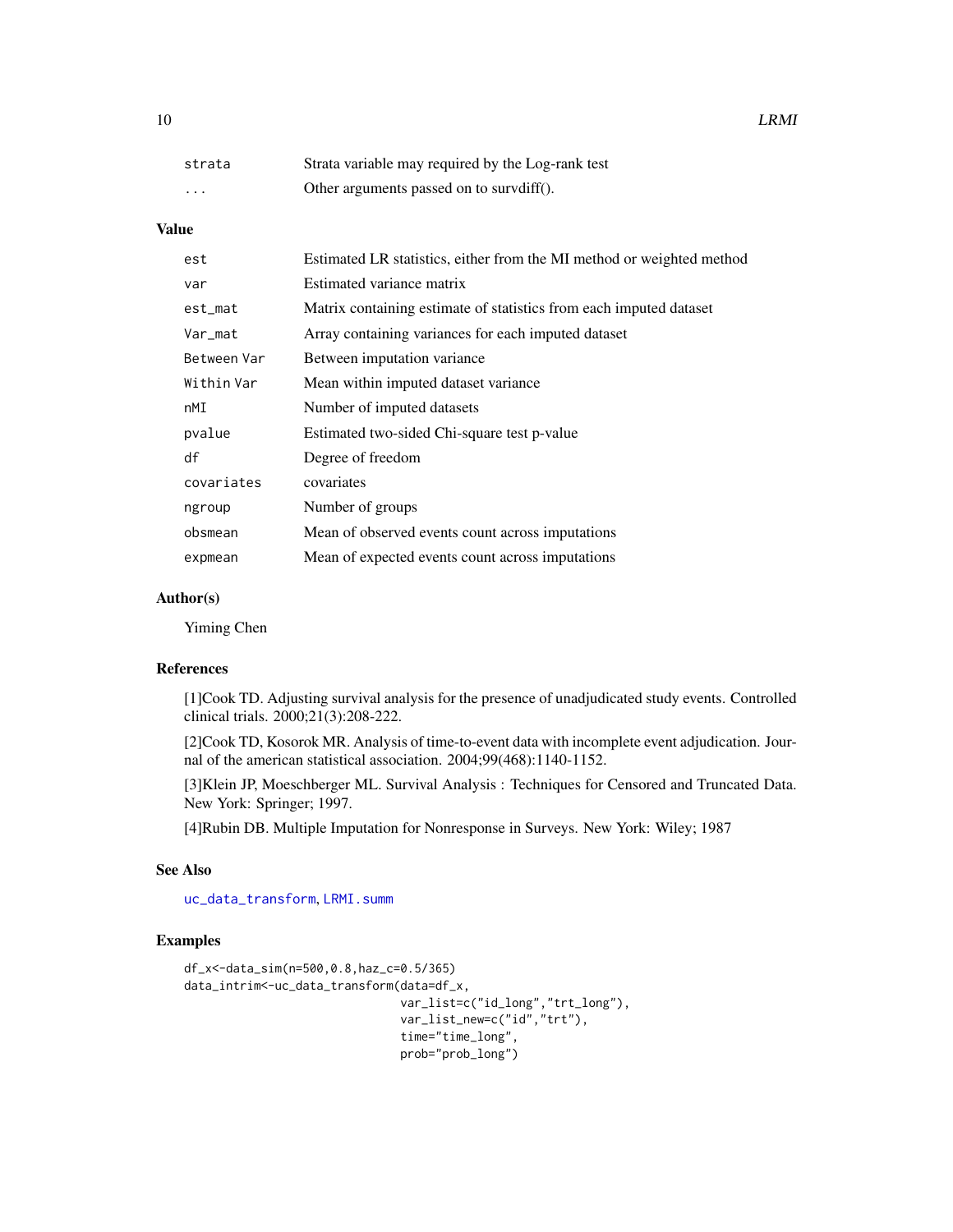| | |
|---|---|
| `strata` | Strata variable may required by the Log-rank test |
| `...` | Other arguments passed on to survdiff(). |

### Value

| | |
|---|---|
| `est` | Estimated LR statistics, either from the MI method or weighted method |
| `var` | Estimated variance matrix |
| `est_mat` | Matrix containing estimate of statistics from each imputed dataset |
| `Var_mat` | Array containing variances for each imputed dataset |
| `Between Var` | Between imputation variance |
| `Within Var` | Mean within imputed dataset variance |
| `nMI` | Number of imputed datasets |
| `pvalue` | Estimated two-sided Chi-square test p-value |
| `df` | Degree of freedom |
| `covariates` | covariates |
| `ngroup` | Number of groups |
| `obsmean` | Mean of observed events count across imputations |
| `expmean` | Mean of expected events count across imputations |

### Author(s)

Yiming Chen

### References

[1]Cook TD. Adjusting survival analysis for the presence of unadjudicated study events. Controlled clinical trials. 2000;21(3):208-222.

[2]Cook TD, Kosorok MR. Analysis of time-to-event data with incomplete event adjudication. Journal of the american statistical association. 2004;99(468):1140-1152.

[3]Klein JP, Moeschberger ML. Survival Analysis : Techniques for Censored and Truncated Data. New York: Springer; 1997.

[4]Rubin DB. Multiple Imputation for Nonresponse in Surveys. New York: Wiley; 1987

### See Also

`uc_data_transform`, `LRMI.summ`

### Examples

```
df_x<-data_sim(n=500,0.8,haz_c=0.5/365)
data_intrim<-uc_data_transform(data=df_x,
                              var_list=c("id_long","trt_long"),
                              var_list_new=c("id","trt"),
                              time="time_long",
                              prob="prob_long")
```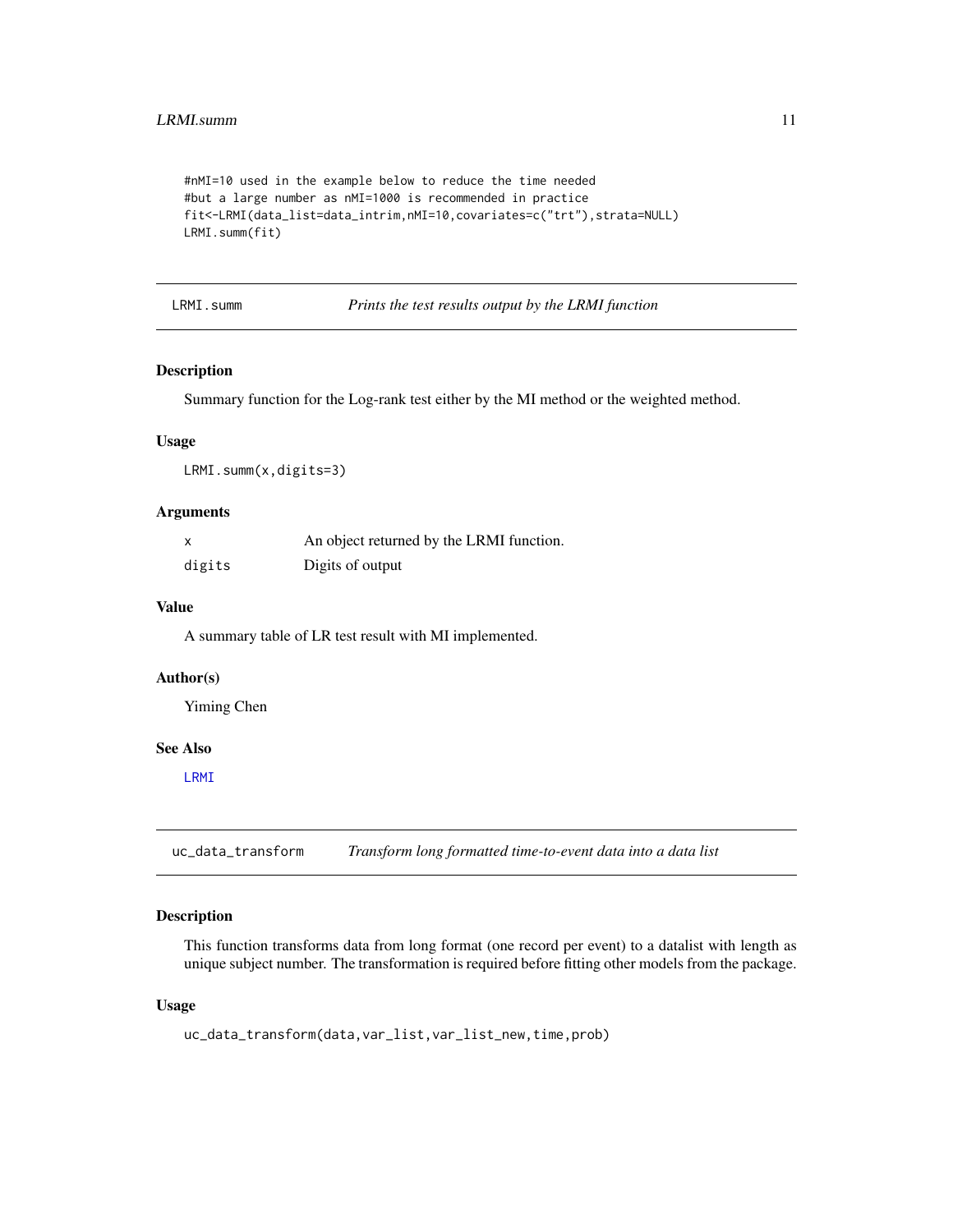```
#nMI=10 used in the example below to reduce the time needed
#but a large number as nMI=1000 is recommended in practice
fit<-LRMI(data_list=data_intrim,nMI=10,covariates=c("trt"),strata=NULL)
LRMI.summ(fit)
```

## LRMI.summ — *Prints the test results output by the LRMI function*

### Description

Summary function for the Log-rank test either by the MI method or the weighted method.

### Usage

```
LRMI.summ(x,digits=3)
```

### Arguments

| | |
|---|---|
| x | An object returned by the LRMI function. |
| digits | Digits of output |

### Value

A summary table of LR test result with MI implemented.

### Author(s)

Yiming Chen

### See Also

LRMI

## uc_data_transform — *Transform long formatted time-to-event data into a data list*

### Description

This function transforms data from long format (one record per event) to a datalist with length as unique subject number. The transformation is required before fitting other models from the package.

### Usage

```
uc_data_transform(data,var_list,var_list_new,time,prob)
```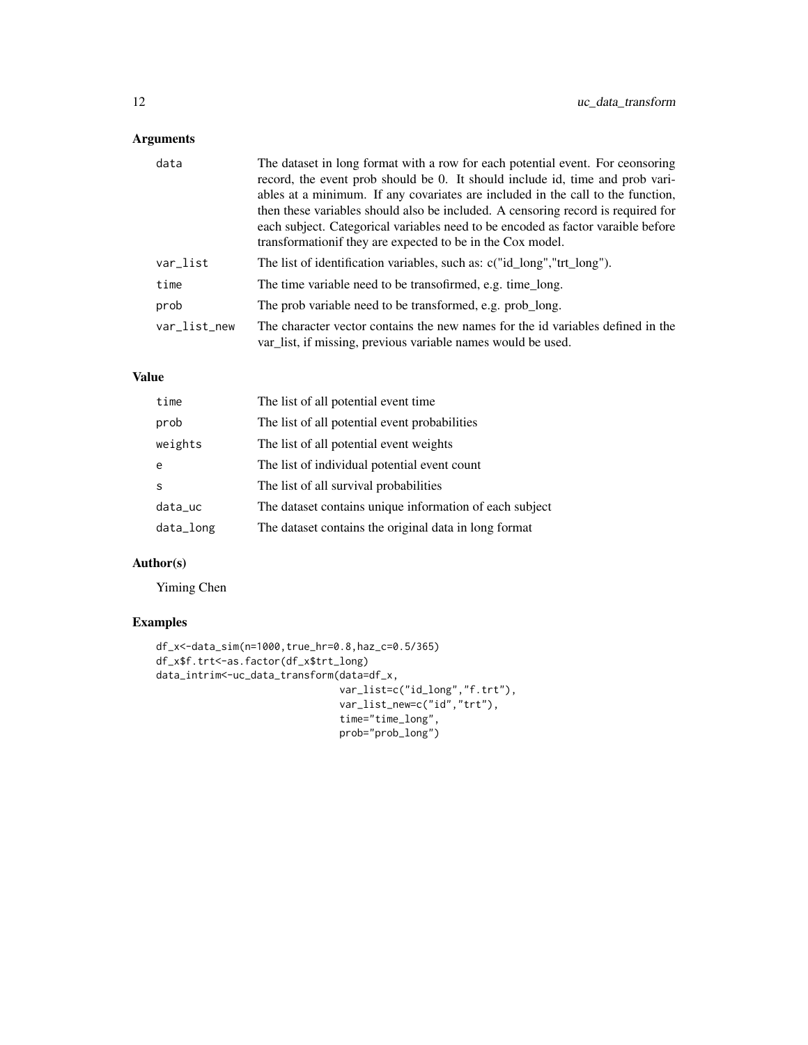## Arguments

| | |
|---|---|
| data | The dataset in long format with a row for each potential event. For ceonsoring record, the event prob should be 0. It should include id, time and prob variables at a minimum. If any covariates are included in the call to the function, then these variables should also be included. A censoring record is required for each subject. Categorical variables need to be encoded as factor varaible before transformationif they are expected to be in the Cox model. |
| var_list | The list of identification variables, such as: c("id_long","trt_long"). |
| time | The time variable need to be transofirmed, e.g. time_long. |
| prob | The prob variable need to be transformed, e.g. prob_long. |
| var_list_new | The character vector contains the new names for the id variables defined in the var_list, if missing, previous variable names would be used. |

## Value

| | |
|---|---|
| time | The list of all potential event time |
| prob | The list of all potential event probabilities |
| weights | The list of all potential event weights |
| e | The list of individual potential event count |
| s | The list of all survival probabilities |
| data_uc | The dataset contains unique information of each subject |
| data_long | The dataset contains the original data in long format |

## Author(s)

Yiming Chen

## Examples

```
df_x<-data_sim(n=1000,true_hr=0.8,haz_c=0.5/365)
df_x$f.trt<-as.factor(df_x$trt_long)
data_intrim<-uc_data_transform(data=df_x,
                               var_list=c("id_long","f.trt"),
                               var_list_new=c("id","trt"),
                               time="time_long",
                               prob="prob_long")
```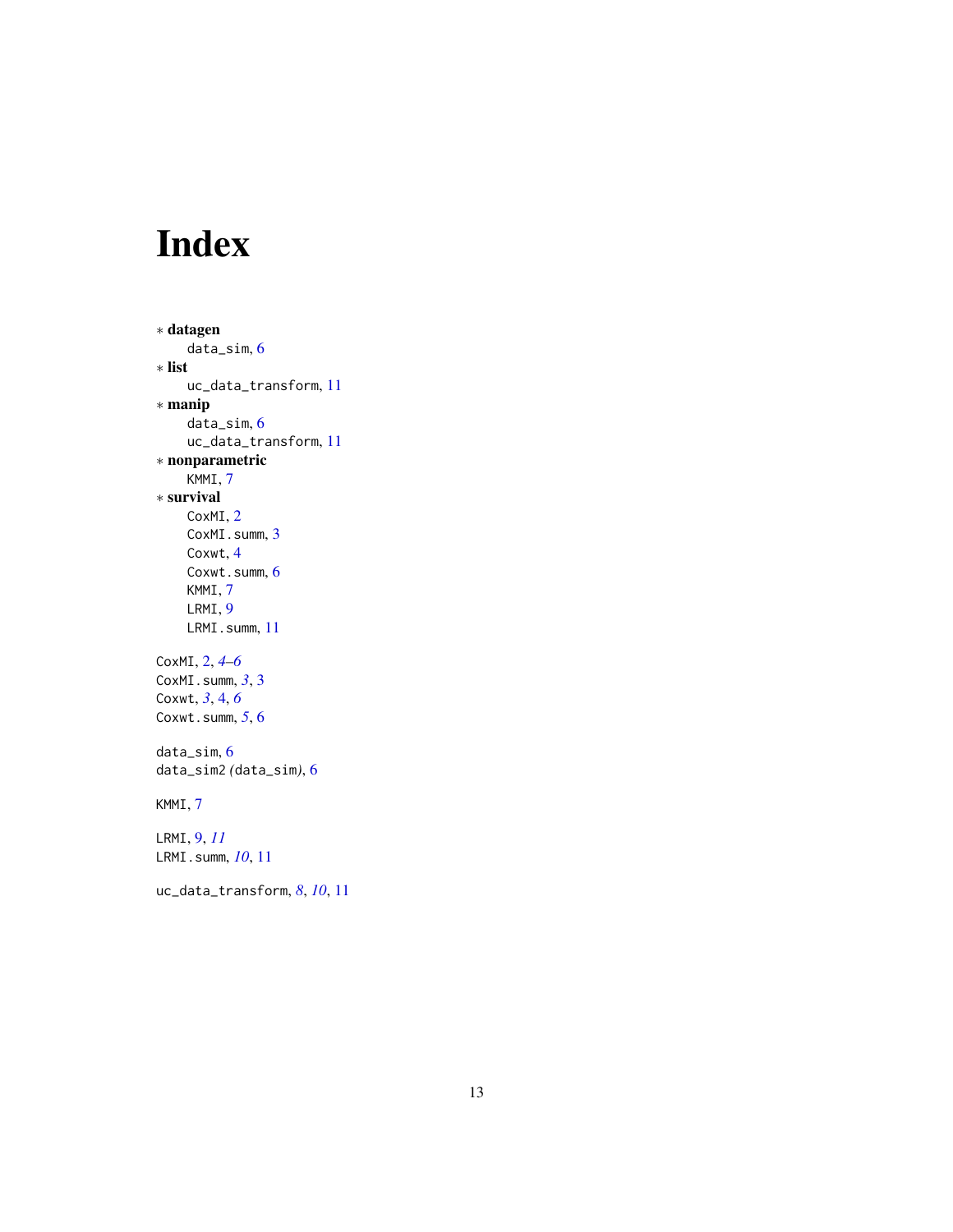# Index

∗ **datagen**
  data_sim, 6

∗ **list**
  uc_data_transform, 11

∗ **manip**
  data_sim, 6
  uc_data_transform, 11

∗ **nonparametric**
  KMMI, 7

∗ **survival**
  CoxMI, 2
  CoxMI.summ, 3
  Coxwt, 4
  Coxwt.summ, 6
  KMMI, 7
  LRMI, 9
  LRMI.summ, 11

CoxMI, 2, *4–6*
CoxMI.summ, *3*, 3
Coxwt, *3*, 4, *6*
Coxwt.summ, *5*, 6

data_sim, 6
data_sim2 *(*data_sim*)*, 6

KMMI, 7

LRMI, 9, *11*
LRMI.summ, *10*, 11

uc_data_transform, *8*, *10*, 11